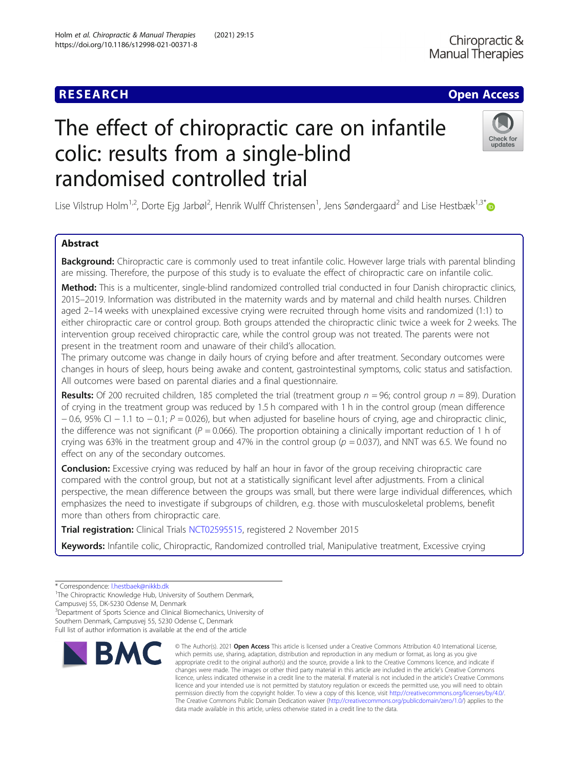RESEARCH

Open Access

# The effect of chiropractic care on infantile colic: results from a single-blind randomised controlled trial

Lise Vilstrup Holm[1,2], Dorte Ejg Jarbøl[2], Henrik Wulff Christensen[1], Jens Søndergaard[2] and Lise Hestbæk[1,3*]

## Abstract

**Background:** Chiropractic care is commonly used to treat infantile colic. However large trials with parental blinding are missing. Therefore, the purpose of this study is to evaluate the effect of chiropractic care on infantile colic.

**Method:** This is a multicenter, single-blind randomized controlled trial conducted in four Danish chiropractic clinics, 2015–2019. Information was distributed in the maternity wards and by maternal and child health nurses. Children aged 2–14 weeks with unexplained excessive crying were recruited through home visits and randomized (1:1) to either chiropractic care or control group. Both groups attended the chiropractic clinic twice a week for 2 weeks. The intervention group received chiropractic care, while the control group was not treated. The parents were not present in the treatment room and unaware of their child's allocation.

The primary outcome was change in daily hours of crying before and after treatment. Secondary outcomes were changes in hours of sleep, hours being awake and content, gastrointestinal symptoms, colic status and satisfaction. All outcomes were based on parental diaries and a final questionnaire.

**Results:** Of 200 recruited children, 185 completed the trial (treatment group $n = 96$; control group $n = 89$). Duration of crying in the treatment group was reduced by 1.5 h compared with 1 h in the control group (mean difference − 0.6, 95% CI − 1.1 to − 0.1; $P = 0.026$), but when adjusted for baseline hours of crying, age and chiropractic clinic, the difference was not significant ($P = 0.066$). The proportion obtaining a clinically important reduction of 1 h of crying was 63% in the treatment group and 47% in the control group ($p = 0.037$), and NNT was 6.5. We found no effect on any of the secondary outcomes.

**Conclusion:** Excessive crying was reduced by half an hour in favor of the group receiving chiropractic care compared with the control group, but not at a statistically significant level after adjustments. From a clinical perspective, the mean difference between the groups was small, but there were large individual differences, which emphasizes the need to investigate if subgroups of children, e.g. those with musculoskeletal problems, benefit more than others from chiropractic care.

**Trial registration:** Clinical Trials NCT02595515, registered 2 November 2015

**Keywords:** Infantile colic, Chiropractic, Randomized controlled trial, Manipulative treatment, Excessive crying

---

\* Correspondence: l.hestbaek@nikkb.dk

[1]The Chiropractic Knowledge Hub, University of Southern Denmark, Campusvej 55, DK-5230 Odense M, Denmark

[3]Department of Sports Science and Clinical Biomechanics, University of Southern Denmark, Campusvej 55, 5230 Odense C, Denmark

Full list of author information is available at the end of the article

© The Author(s). 2021 **Open Access** This article is licensed under a Creative Commons Attribution 4.0 International License, which permits use, sharing, adaptation, distribution and reproduction in any medium or format, as long as you give appropriate credit to the original author(s) and the source, provide a link to the Creative Commons licence, and indicate if changes were made. The images or other third party material in this article are included in the article's Creative Commons licence, unless indicated otherwise in a credit line to the material. If material is not included in the article's Creative Commons licence and your intended use is not permitted by statutory regulation or exceeds the permitted use, you will need to obtain permission directly from the copyright holder. To view a copy of this licence, visit http://creativecommons.org/licenses/by/4.0/. The Creative Commons Public Domain Dedication waiver (http://creativecommons.org/publicdomain/zero/1.0/) applies to the data made available in this article, unless otherwise stated in a credit line to the data.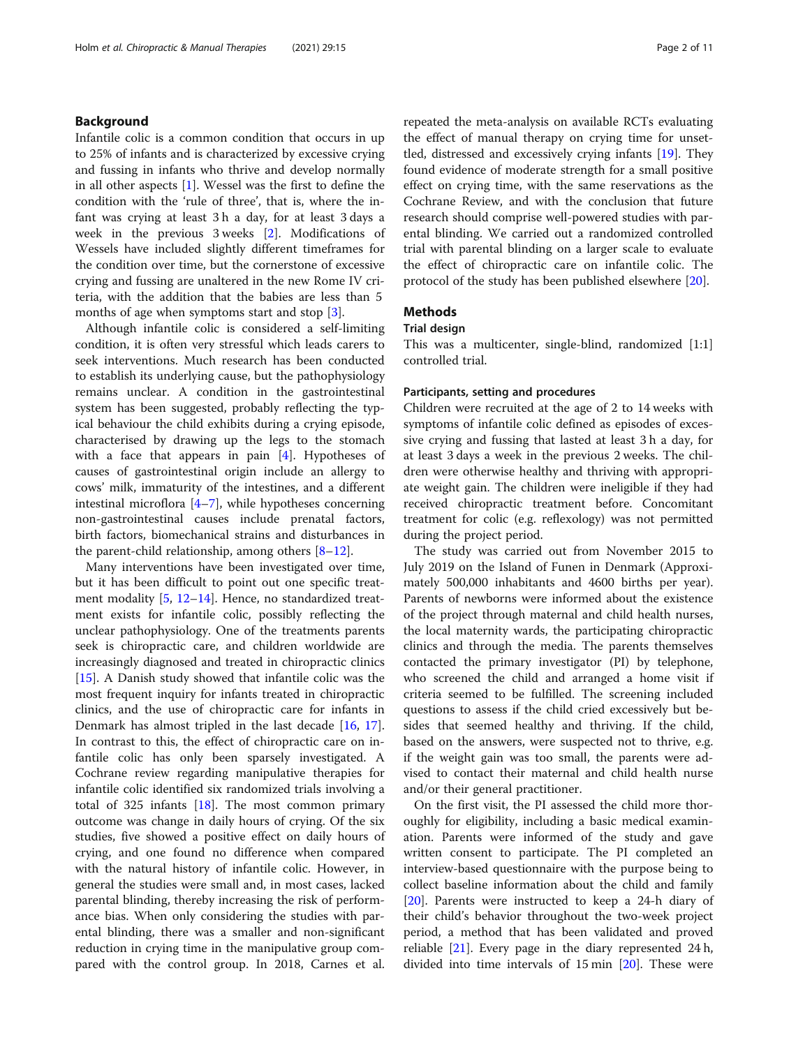## Background

Infantile colic is a common condition that occurs in up to 25% of infants and is characterized by excessive crying and fussing in infants who thrive and develop normally in all other aspects [1]. Wessel was the first to define the condition with the 'rule of three', that is, where the infant was crying at least 3 h a day, for at least 3 days a week in the previous 3 weeks [2]. Modifications of Wessels have included slightly different timeframes for the condition over time, but the cornerstone of excessive crying and fussing are unaltered in the new Rome IV criteria, with the addition that the babies are less than 5 months of age when symptoms start and stop [3].

Although infantile colic is considered a self-limiting condition, it is often very stressful which leads carers to seek interventions. Much research has been conducted to establish its underlying cause, but the pathophysiology remains unclear. A condition in the gastrointestinal system has been suggested, probably reflecting the typical behaviour the child exhibits during a crying episode, characterised by drawing up the legs to the stomach with a face that appears in pain [4]. Hypotheses of causes of gastrointestinal origin include an allergy to cows' milk, immaturity of the intestines, and a different intestinal microflora [4–7], while hypotheses concerning non-gastrointestinal causes include prenatal factors, birth factors, biomechanical strains and disturbances in the parent-child relationship, among others [8–12].

Many interventions have been investigated over time, but it has been difficult to point out one specific treatment modality [5, 12–14]. Hence, no standardized treatment exists for infantile colic, possibly reflecting the unclear pathophysiology. One of the treatments parents seek is chiropractic care, and children worldwide are increasingly diagnosed and treated in chiropractic clinics [15]. A Danish study showed that infantile colic was the most frequent inquiry for infants treated in chiropractic clinics, and the use of chiropractic care for infants in Denmark has almost tripled in the last decade [16, 17]. In contrast to this, the effect of chiropractic care on infantile colic has only been sparsely investigated. A Cochrane review regarding manipulative therapies for infantile colic identified six randomized trials involving a total of 325 infants [18]. The most common primary outcome was change in daily hours of crying. Of the six studies, five showed a positive effect on daily hours of crying, and one found no difference when compared with the natural history of infantile colic. However, in general the studies were small and, in most cases, lacked parental blinding, thereby increasing the risk of performance bias. When only considering the studies with parental blinding, there was a smaller and non-significant reduction in crying time in the manipulative group compared with the control group. In 2018, Carnes et al. repeated the meta-analysis on available RCTs evaluating the effect of manual therapy on crying time for unsettled, distressed and excessively crying infants [19]. They found evidence of moderate strength for a small positive effect on crying time, with the same reservations as the Cochrane Review, and with the conclusion that future research should comprise well-powered studies with parental blinding. We carried out a randomized controlled trial with parental blinding on a larger scale to evaluate the effect of chiropractic care on infantile colic. The protocol of the study has been published elsewhere [20].

## Methods

### Trial design

This was a multicenter, single-blind, randomized [1:1] controlled trial.

#### Participants, setting and procedures

Children were recruited at the age of 2 to 14 weeks with symptoms of infantile colic defined as episodes of excessive crying and fussing that lasted at least 3 h a day, for at least 3 days a week in the previous 2 weeks. The children were otherwise healthy and thriving with appropriate weight gain. The children were ineligible if they had received chiropractic treatment before. Concomitant treatment for colic (e.g. reflexology) was not permitted during the project period.

The study was carried out from November 2015 to July 2019 on the Island of Funen in Denmark (Approximately 500,000 inhabitants and 4600 births per year). Parents of newborns were informed about the existence of the project through maternal and child health nurses, the local maternity wards, the participating chiropractic clinics and through the media. The parents themselves contacted the primary investigator (PI) by telephone, who screened the child and arranged a home visit if criteria seemed to be fulfilled. The screening included questions to assess if the child cried excessively but besides that seemed healthy and thriving. If the child, based on the answers, were suspected not to thrive, e.g. if the weight gain was too small, the parents were advised to contact their maternal and child health nurse and/or their general practitioner.

On the first visit, the PI assessed the child more thoroughly for eligibility, including a basic medical examination. Parents were informed of the study and gave written consent to participate. The PI completed an interview-based questionnaire with the purpose being to collect baseline information about the child and family [20]. Parents were instructed to keep a 24-h diary of their child's behavior throughout the two-week project period, a method that has been validated and proved reliable [21]. Every page in the diary represented 24 h, divided into time intervals of 15 min [20]. These were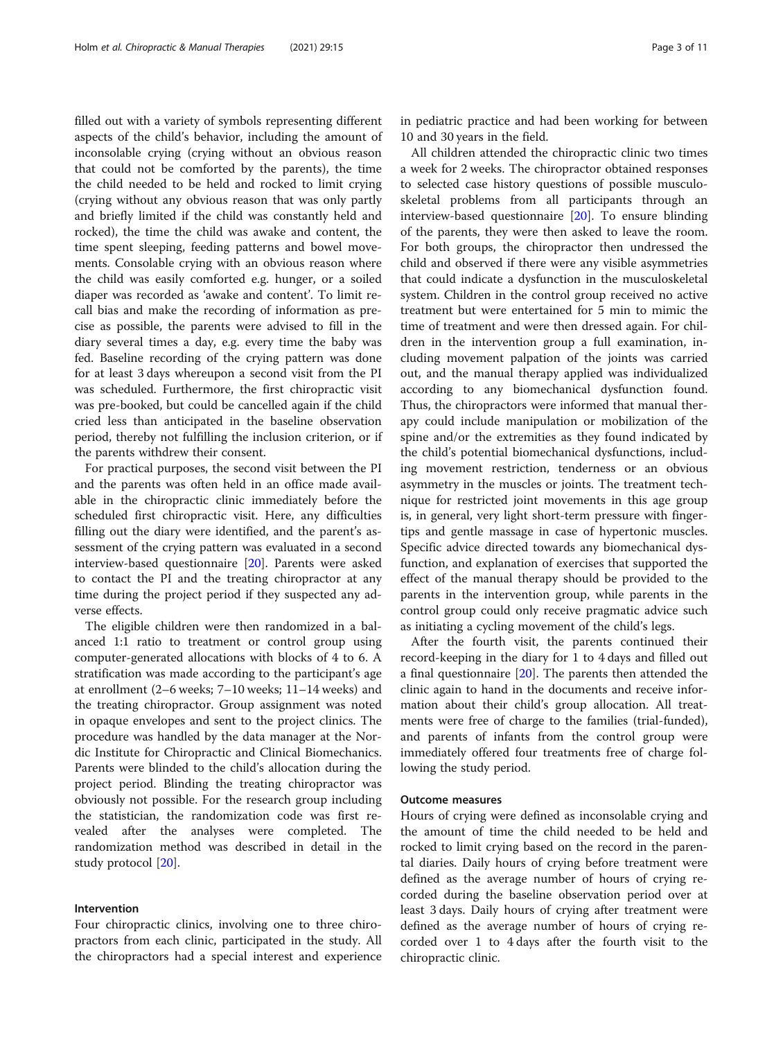filled out with a variety of symbols representing different aspects of the child's behavior, including the amount of inconsolable crying (crying without an obvious reason that could not be comforted by the parents), the time the child needed to be held and rocked to limit crying (crying without any obvious reason that was only partly and briefly limited if the child was constantly held and rocked), the time the child was awake and content, the time spent sleeping, feeding patterns and bowel movements. Consolable crying with an obvious reason where the child was easily comforted e.g. hunger, or a soiled diaper was recorded as 'awake and content'. To limit recall bias and make the recording of information as precise as possible, the parents were advised to fill in the diary several times a day, e.g. every time the baby was fed. Baseline recording of the crying pattern was done for at least 3 days whereupon a second visit from the PI was scheduled. Furthermore, the first chiropractic visit was pre-booked, but could be cancelled again if the child cried less than anticipated in the baseline observation period, thereby not fulfilling the inclusion criterion, or if the parents withdrew their consent.

For practical purposes, the second visit between the PI and the parents was often held in an office made available in the chiropractic clinic immediately before the scheduled first chiropractic visit. Here, any difficulties filling out the diary were identified, and the parent's assessment of the crying pattern was evaluated in a second interview-based questionnaire [20]. Parents were asked to contact the PI and the treating chiropractor at any time during the project period if they suspected any adverse effects.

The eligible children were then randomized in a balanced 1:1 ratio to treatment or control group using computer-generated allocations with blocks of 4 to 6. A stratification was made according to the participant's age at enrollment (2–6 weeks; 7–10 weeks; 11–14 weeks) and the treating chiropractor. Group assignment was noted in opaque envelopes and sent to the project clinics. The procedure was handled by the data manager at the Nordic Institute for Chiropractic and Clinical Biomechanics. Parents were blinded to the child's allocation during the project period. Blinding the treating chiropractor was obviously not possible. For the research group including the statistician, the randomization code was first revealed after the analyses were completed. The randomization method was described in detail in the study protocol [20].

### Intervention

Four chiropractic clinics, involving one to three chiropractors from each clinic, participated in the study. All the chiropractors had a special interest and experience in pediatric practice and had been working for between 10 and 30 years in the field.

All children attended the chiropractic clinic two times a week for 2 weeks. The chiropractor obtained responses to selected case history questions of possible musculoskeletal problems from all participants through an interview-based questionnaire [20]. To ensure blinding of the parents, they were then asked to leave the room. For both groups, the chiropractor then undressed the child and observed if there were any visible asymmetries that could indicate a dysfunction in the musculoskeletal system. Children in the control group received no active treatment but were entertained for 5 min to mimic the time of treatment and were then dressed again. For children in the intervention group a full examination, including movement palpation of the joints was carried out, and the manual therapy applied was individualized according to any biomechanical dysfunction found. Thus, the chiropractors were informed that manual therapy could include manipulation or mobilization of the spine and/or the extremities as they found indicated by the child's potential biomechanical dysfunctions, including movement restriction, tenderness or an obvious asymmetry in the muscles or joints. The treatment technique for restricted joint movements in this age group is, in general, very light short-term pressure with fingertips and gentle massage in case of hypertonic muscles. Specific advice directed towards any biomechanical dysfunction, and explanation of exercises that supported the effect of the manual therapy should be provided to the parents in the intervention group, while parents in the control group could only receive pragmatic advice such as initiating a cycling movement of the child's legs.

After the fourth visit, the parents continued their record-keeping in the diary for 1 to 4 days and filled out a final questionnaire [20]. The parents then attended the clinic again to hand in the documents and receive information about their child's group allocation. All treatments were free of charge to the families (trial-funded), and parents of infants from the control group were immediately offered four treatments free of charge following the study period.

### Outcome measures

Hours of crying were defined as inconsolable crying and the amount of time the child needed to be held and rocked to limit crying based on the record in the parental diaries. Daily hours of crying before treatment were defined as the average number of hours of crying recorded during the baseline observation period over at least 3 days. Daily hours of crying after treatment were defined as the average number of hours of crying recorded over 1 to 4 days after the fourth visit to the chiropractic clinic.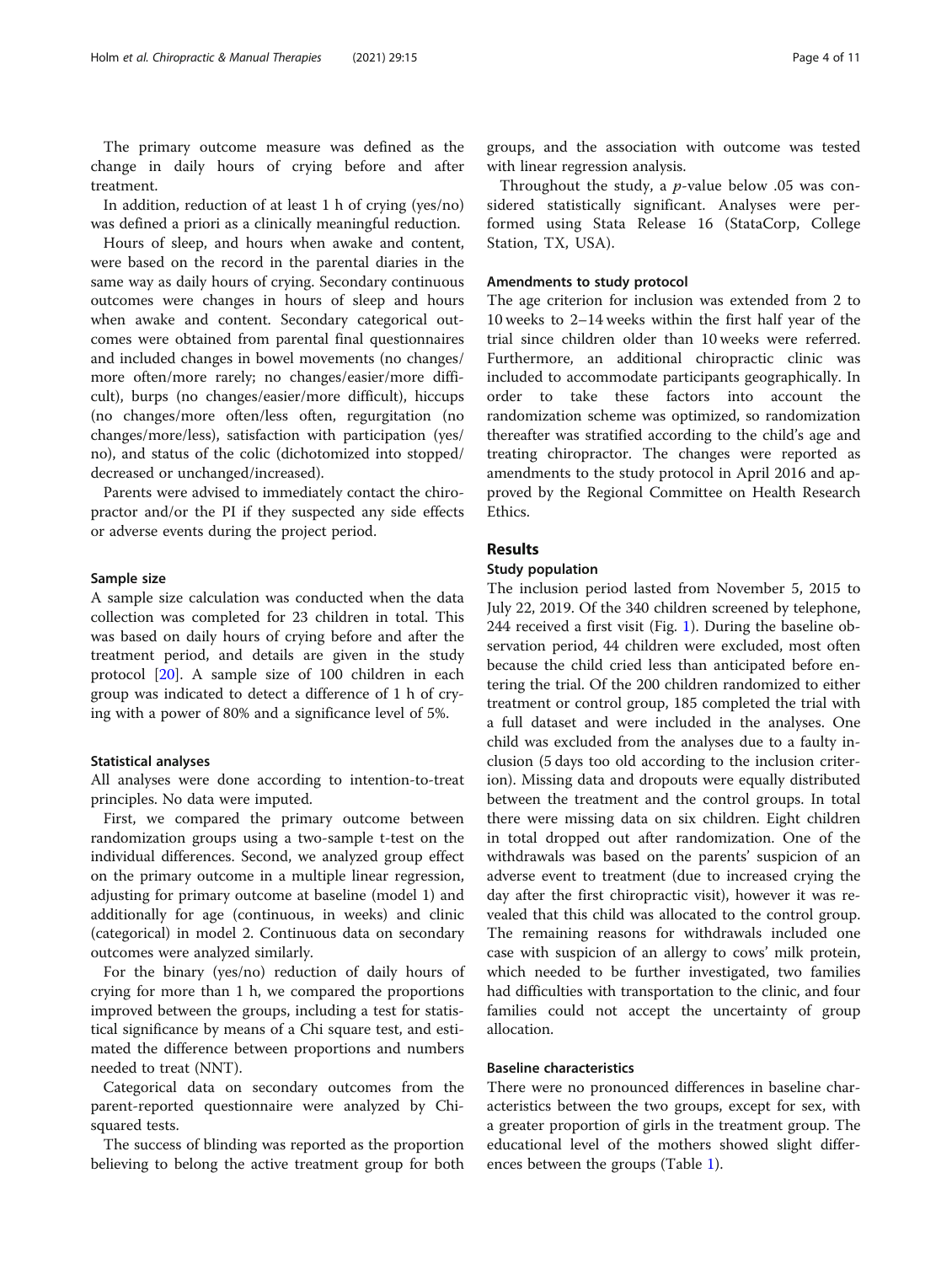The primary outcome measure was defined as the change in daily hours of crying before and after treatment.

In addition, reduction of at least 1 h of crying (yes/no) was defined a priori as a clinically meaningful reduction.

Hours of sleep, and hours when awake and content, were based on the record in the parental diaries in the same way as daily hours of crying. Secondary continuous outcomes were changes in hours of sleep and hours when awake and content. Secondary categorical outcomes were obtained from parental final questionnaires and included changes in bowel movements (no changes/ more often/more rarely; no changes/easier/more difficult), burps (no changes/easier/more difficult), hiccups (no changes/more often/less often, regurgitation (no changes/more/less), satisfaction with participation (yes/ no), and status of the colic (dichotomized into stopped/ decreased or unchanged/increased).

Parents were advised to immediately contact the chiropractor and/or the PI if they suspected any side effects or adverse events during the project period.

### Sample size

A sample size calculation was conducted when the data collection was completed for 23 children in total. This was based on daily hours of crying before and after the treatment period, and details are given in the study protocol [20]. A sample size of 100 children in each group was indicated to detect a difference of 1 h of crying with a power of 80% and a significance level of 5%.

### Statistical analyses

All analyses were done according to intention-to-treat principles. No data were imputed.

First, we compared the primary outcome between randomization groups using a two-sample t-test on the individual differences. Second, we analyzed group effect on the primary outcome in a multiple linear regression, adjusting for primary outcome at baseline (model 1) and additionally for age (continuous, in weeks) and clinic (categorical) in model 2. Continuous data on secondary outcomes were analyzed similarly.

For the binary (yes/no) reduction of daily hours of crying for more than 1 h, we compared the proportions improved between the groups, including a test for statistical significance by means of a Chi square test, and estimated the difference between proportions and numbers needed to treat (NNT).

Categorical data on secondary outcomes from the parent-reported questionnaire were analyzed by Chi-squared tests.

The success of blinding was reported as the proportion believing to belong the active treatment group for both groups, and the association with outcome was tested with linear regression analysis.

Throughout the study, a $p$-value below .05 was considered statistically significant. Analyses were performed using Stata Release 16 (StataCorp, College Station, TX, USA).

### Amendments to study protocol

The age criterion for inclusion was extended from 2 to 10 weeks to 2–14 weeks within the first half year of the trial since children older than 10 weeks were referred. Furthermore, an additional chiropractic clinic was included to accommodate participants geographically. In order to take these factors into account the randomization scheme was optimized, so randomization thereafter was stratified according to the child's age and treating chiropractor. The changes were reported as amendments to the study protocol in April 2016 and approved by the Regional Committee on Health Research Ethics.

## Results

### Study population

The inclusion period lasted from November 5, 2015 to July 22, 2019. Of the 340 children screened by telephone, 244 received a first visit (Fig. 1). During the baseline observation period, 44 children were excluded, most often because the child cried less than anticipated before entering the trial. Of the 200 children randomized to either treatment or control group, 185 completed the trial with a full dataset and were included in the analyses. One child was excluded from the analyses due to a faulty inclusion (5 days too old according to the inclusion criterion). Missing data and dropouts were equally distributed between the treatment and the control groups. In total there were missing data on six children. Eight children in total dropped out after randomization. One of the withdrawals was based on the parents' suspicion of an adverse event to treatment (due to increased crying the day after the first chiropractic visit), however it was revealed that this child was allocated to the control group. The remaining reasons for withdrawals included one case with suspicion of an allergy to cows' milk protein, which needed to be further investigated, two families had difficulties with transportation to the clinic, and four families could not accept the uncertainty of group allocation.

### Baseline characteristics

There were no pronounced differences in baseline characteristics between the two groups, except for sex, with a greater proportion of girls in the treatment group. The educational level of the mothers showed slight differences between the groups (Table 1).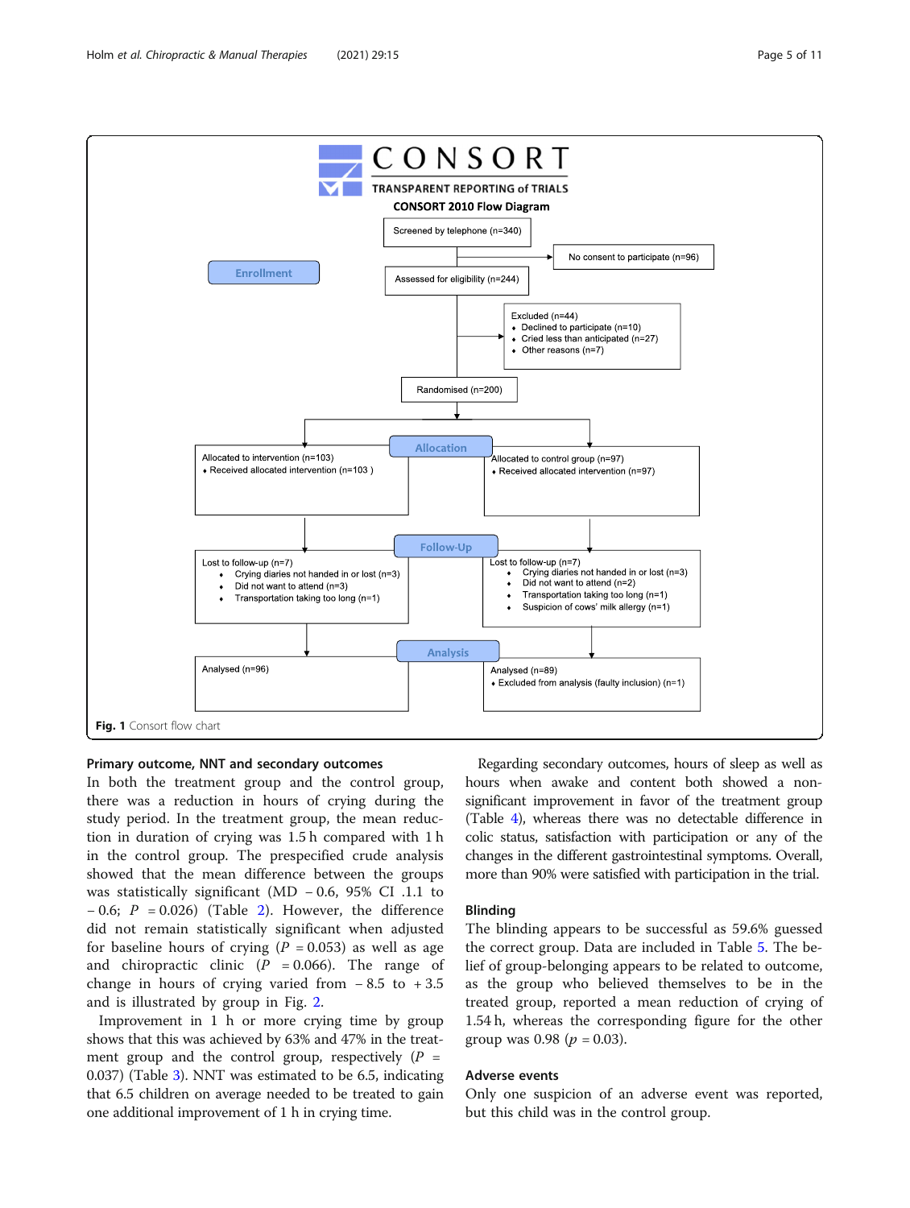CONSORT

TRANSPARENT REPORTING of TRIALS

CONSORT 2010 Flow Diagram

**Enrollment**

Screened by telephone (n=340)

No consent to participate (n=96)

Assessed for eligibility (n=244)

Excluded (n=44)
- Declined to participate (n=10)
- Cried less than anticipated (n=27)
- Other reasons (n=7)

Randomised (n=200)

**Allocation**

Allocated to intervention (n=103)
- Received allocated intervention (n=103)

Allocated to control group (n=97)
- Received allocated intervention (n=97)

**Follow-Up**

Lost to follow-up (n=7)
- Crying diaries not handed in or lost (n=3)
- Did not want to attend (n=3)
- Transportation taking too long (n=1)

Lost to follow-up (n=7)
- Crying diaries not handed in or lost (n=3)
- Did not want to attend (n=2)
- Transportation taking too long (n=1)
- Suspicion of cows' milk allergy (n=1)

**Analysis**

Analysed (n=96)

Analysed (n=89)
- Excluded from analysis (faulty inclusion) (n=1)

**Fig. 1** Consort flow chart

### Primary outcome, NNT and secondary outcomes

In both the treatment group and the control group, there was a reduction in hours of crying during the study period. In the treatment group, the mean reduction in duration of crying was 1.5 h compared with 1 h in the control group. The prespecified crude analysis showed that the mean difference between the groups was statistically significant (MD − 0.6, 95% CI .1.1 to − 0.6; $P = 0.026$) (Table 2). However, the difference did not remain statistically significant when adjusted for baseline hours of crying ($P = 0.053$) as well as age and chiropractic clinic ($P = 0.066$). The range of change in hours of crying varied from − 8.5 to + 3.5 and is illustrated by group in Fig. 2.

Improvement in 1 h or more crying time by group shows that this was achieved by 63% and 47% in the treatment group and the control group, respectively ($P = 0.037$) (Table 3). NNT was estimated to be 6.5, indicating that 6.5 children on average needed to be treated to gain one additional improvement of 1 h in crying time.

Regarding secondary outcomes, hours of sleep as well as hours when awake and content both showed a non-significant improvement in favor of the treatment group (Table 4), whereas there was no detectable difference in colic status, satisfaction with participation or any of the changes in the different gastrointestinal symptoms. Overall, more than 90% were satisfied with participation in the trial.

### Blinding

The blinding appears to be successful as 59.6% guessed the correct group. Data are included in Table 5. The belief of group-belonging appears to be related to outcome, as the group who believed themselves to be in the treated group, reported a mean reduction of crying of 1.54 h, whereas the corresponding figure for the other group was 0.98 ($p = 0.03$).

### Adverse events

Only one suspicion of an adverse event was reported, but this child was in the control group.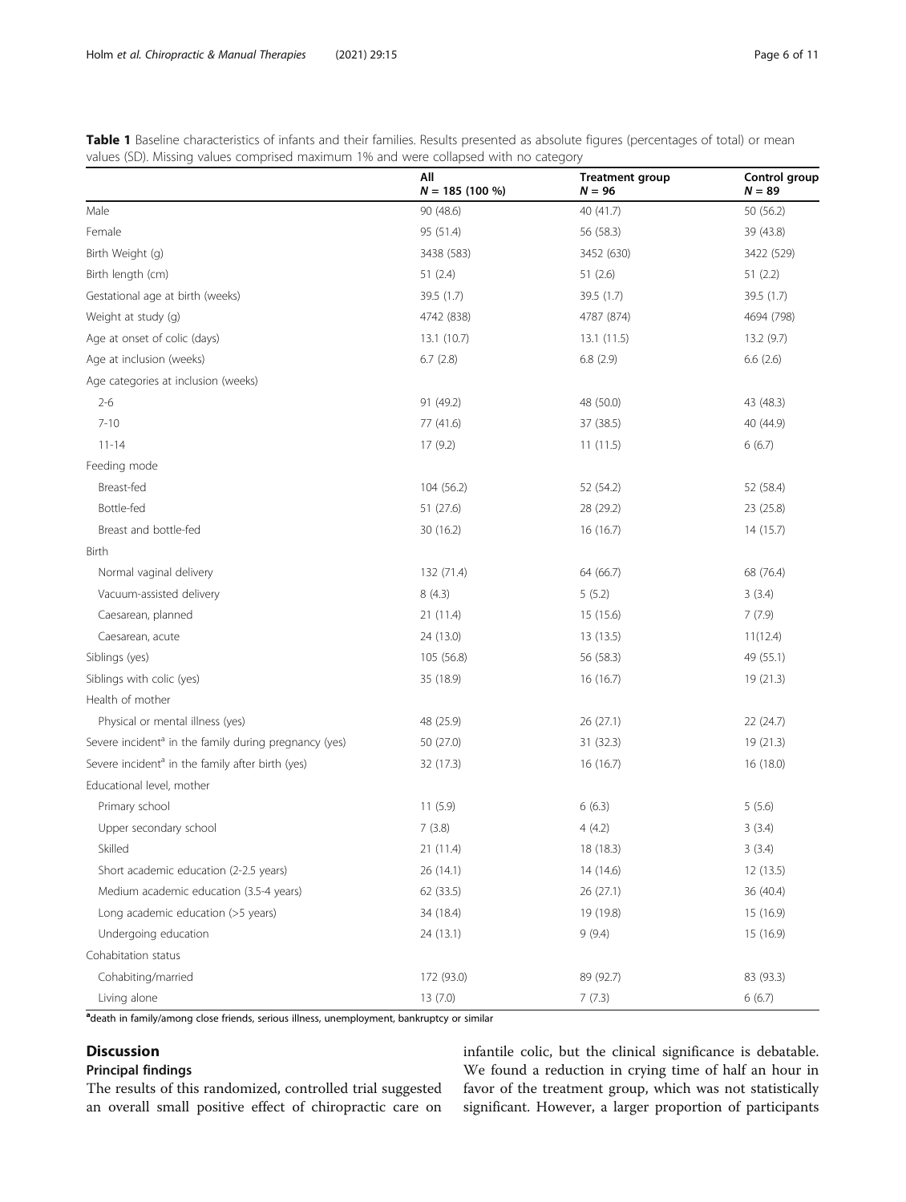**Table 1** Baseline characteristics of infants and their families. Results presented as absolute figures (percentages of total) or mean values (SD). Missing values comprised maximum 1% and were collapsed with no category

| | All $N = 185$ (100 %) | Treatment group $N = 96$ | Control group $N = 89$ |
|---|---|---|---|
| Male | 90 (48.6) | 40 (41.7) | 50 (56.2) |
| Female | 95 (51.4) | 56 (58.3) | 39 (43.8) |
| Birth Weight (g) | 3438 (583) | 3452 (630) | 3422 (529) |
| Birth length (cm) | 51 (2.4) | 51 (2.6) | 51 (2.2) |
| Gestational age at birth (weeks) | 39.5 (1.7) | 39.5 (1.7) | 39.5 (1.7) |
| Weight at study (g) | 4742 (838) | 4787 (874) | 4694 (798) |
| Age at onset of colic (days) | 13.1 (10.7) | 13.1 (11.5) | 13.2 (9.7) |
| Age at inclusion (weeks) | 6.7 (2.8) | 6.8 (2.9) | 6.6 (2.6) |
| Age categories at inclusion (weeks) | | | |
| 2-6 | 91 (49.2) | 48 (50.0) | 43 (48.3) |
| 7-10 | 77 (41.6) | 37 (38.5) | 40 (44.9) |
| 11-14 | 17 (9.2) | 11 (11.5) | 6 (6.7) |
| Feeding mode | | | |
| Breast-fed | 104 (56.2) | 52 (54.2) | 52 (58.4) |
| Bottle-fed | 51 (27.6) | 28 (29.2) | 23 (25.8) |
| Breast and bottle-fed | 30 (16.2) | 16 (16.7) | 14 (15.7) |
| Birth | | | |
| Normal vaginal delivery | 132 (71.4) | 64 (66.7) | 68 (76.4) |
| Vacuum-assisted delivery | 8 (4.3) | 5 (5.2) | 3 (3.4) |
| Caesarean, planned | 21 (11.4) | 15 (15.6) | 7 (7.9) |
| Caesarean, acute | 24 (13.0) | 13 (13.5) | 11(12.4) |
| Siblings (yes) | 105 (56.8) | 56 (58.3) | 49 (55.1) |
| Siblings with colic (yes) | 35 (18.9) | 16 (16.7) | 19 (21.3) |
| Health of mother | | | |
| Physical or mental illness (yes) | 48 (25.9) | 26 (27.1) | 22 (24.7) |
| Severe incident[a] in the family during pregnancy (yes) | 50 (27.0) | 31 (32.3) | 19 (21.3) |
| Severe incident[a] in the family after birth (yes) | 32 (17.3) | 16 (16.7) | 16 (18.0) |
| Educational level, mother | | | |
| Primary school | 11 (5.9) | 6 (6.3) | 5 (5.6) |
| Upper secondary school | 7 (3.8) | 4 (4.2) | 3 (3.4) |
| Skilled | 21 (11.4) | 18 (18.3) | 3 (3.4) |
| Short academic education (2-2.5 years) | 26 (14.1) | 14 (14.6) | 12 (13.5) |
| Medium academic education (3.5-4 years) | 62 (33.5) | 26 (27.1) | 36 (40.4) |
| Long academic education (>5 years) | 34 (18.4) | 19 (19.8) | 15 (16.9) |
| Undergoing education | 24 (13.1) | 9 (9.4) | 15 (16.9) |
| Cohabitation status | | | |
| Cohabiting/married | 172 (93.0) | 89 (92.7) | 83 (93.3) |
| Living alone | 13 (7.0) | 7 (7.3) | 6 (6.7) |

[a]death in family/among close friends, serious illness, unemployment, bankruptcy or similar

## Discussion

### Principal findings

The results of this randomized, controlled trial suggested an overall small positive effect of chiropractic care on infantile colic, but the clinical significance is debatable. We found a reduction in crying time of half an hour in favor of the treatment group, which was not statistically significant. However, a larger proportion of participants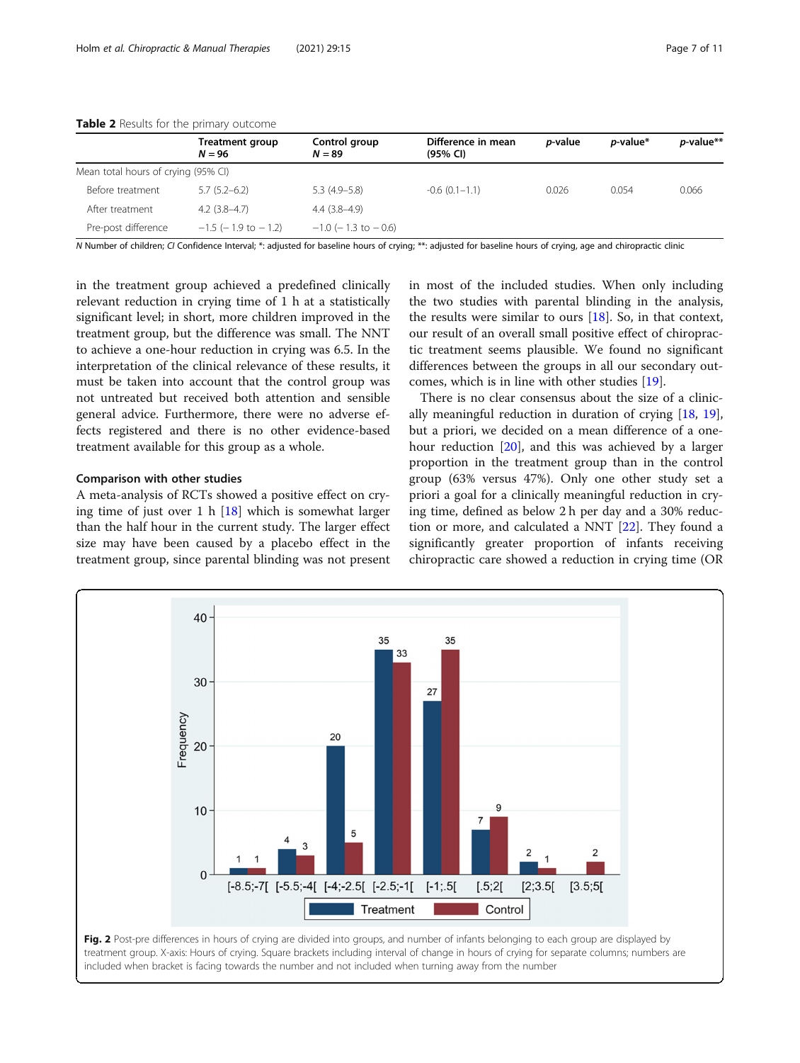**Table 2** Results for the primary outcome

| | Treatment group $N = 96$ | Control group $N = 89$ | Difference in mean (95% CI) | *p*-value | *p*-value* | *p*-value** |
|---|---|---|---|---|---|---|
| Mean total hours of crying (95% CI) | | | | | | |
| Before treatment | 5.7 (5.2–6.2) | 5.3 (4.9–5.8) | -0.6 (0.1−1.1) | 0.026 | 0.054 | 0.066 |
| After treatment | 4.2 (3.8–4.7) | 4.4 (3.8–4.9) | | | | |
| Pre-post difference | −1.5 (− 1.9 to − 1.2) | −1.0 (− 1.3 to − 0.6) | | | | |

*N* Number of children; *CI* Confidence Interval; *: adjusted for baseline hours of crying; **: adjusted for baseline hours of crying, age and chiropractic clinic

in the treatment group achieved a predefined clinically relevant reduction in crying time of 1 h at a statistically significant level; in short, more children improved in the treatment group, but the difference was small. The NNT to achieve a one-hour reduction in crying was 6.5. In the interpretation of the clinical relevance of these results, it must be taken into account that the control group was not untreated but received both attention and sensible general advice. Furthermore, there were no adverse effects registered and there is no other evidence-based treatment available for this group as a whole.

### Comparison with other studies

A meta-analysis of RCTs showed a positive effect on crying time of just over 1 h [18] which is somewhat larger than the half hour in the current study. The larger effect size may have been caused by a placebo effect in the treatment group, since parental blinding was not present in most of the included studies. When only including the two studies with parental blinding in the analysis, the results were similar to ours [18]. So, in that context, our result of an overall small positive effect of chiropractic treatment seems plausible. We found no significant differences between the groups in all our secondary outcomes, which is in line with other studies [19].

There is no clear consensus about the size of a clinically meaningful reduction in duration of crying [18, 19], but a priori, we decided on a mean difference of a one-hour reduction [20], and this was achieved by a larger proportion in the treatment group than in the control group (63% versus 47%). Only one other study set a priori a goal for a clinically meaningful reduction in crying time, defined as below 2 h per day and a 30% reduction or more, and calculated a NNT [22]. They found a significantly greater proportion of infants receiving chiropractic care showed a reduction in crying time (OR

| Hours of crying (post-pre difference) | Treatment | Control |
|---|---|---|
| [-8.5;-7[ | 1 | 1 |
| [-5.5;-4[ | 4 | 3 |
| [-4;-2.5[ | 20 | 5 |
| [-2.5;-1[ | 35 | 33 |
| [-1;.5[ | 27 | 35 |
| [.5;2[ | 7 | 9 |
| [2;3.5[ | 2 | 1 |
| [3.5;5[ | | 2 |

**Fig. 2** Post-pre differences in hours of crying are divided into groups, and number of infants belonging to each group are displayed by treatment group. X-axis: Hours of crying. Square brackets including interval of change in hours of crying for separate columns; numbers are included when bracket is facing towards the number and not included when turning away from the number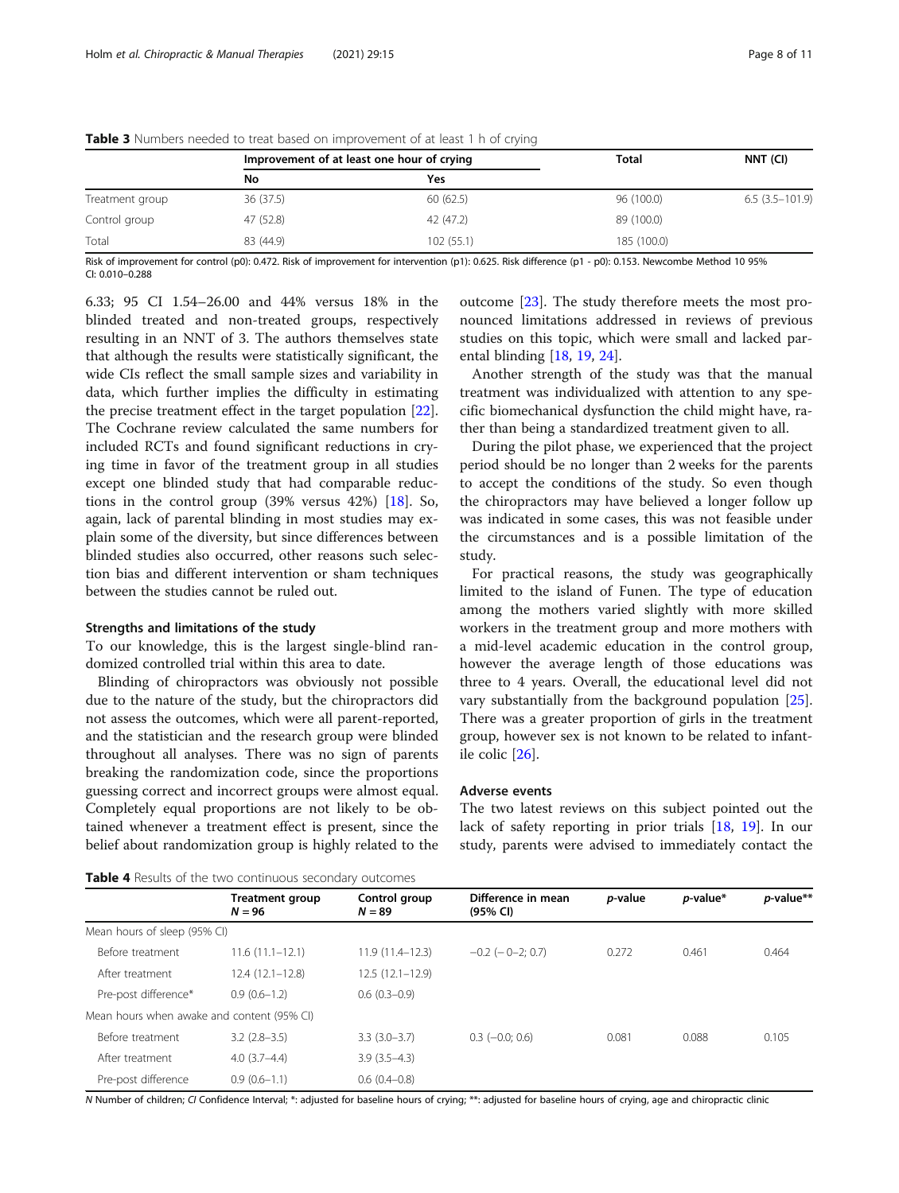**Table 3** Numbers needed to treat based on improvement of at least 1 h of crying

| | Improvement of at least one hour of crying | | Total | NNT (CI) |
|---|---|---|---|---|
| | No | Yes | | |
| Treatment group | 36 (37.5) | 60 (62.5) | 96 (100.0) | 6.5 (3.5–101.9) |
| Control group | 47 (52.8) | 42 (47.2) | 89 (100.0) | |
| Total | 83 (44.9) | 102 (55.1) | 185 (100.0) | |

Risk of improvement for control (p0): 0.472. Risk of improvement for intervention (p1): 0.625. Risk difference (p1 - p0): 0.153. Newcombe Method 10 95% CI: 0.010–0.288

6.33; 95 CI 1.54–26.00 and 44% versus 18% in the blinded treated and non-treated groups, respectively resulting in an NNT of 3. The authors themselves state that although the results were statistically significant, the wide CIs reflect the small sample sizes and variability in data, which further implies the difficulty in estimating the precise treatment effect in the target population [22]. The Cochrane review calculated the same numbers for included RCTs and found significant reductions in crying time in favor of the treatment group in all studies except one blinded study that had comparable reductions in the control group (39% versus 42%) [18]. So, again, lack of parental blinding in most studies may explain some of the diversity, but since differences between blinded studies also occurred, other reasons such selection bias and different intervention or sham techniques between the studies cannot be ruled out.

### Strengths and limitations of the study

To our knowledge, this is the largest single-blind randomized controlled trial within this area to date.

Blinding of chiropractors was obviously not possible due to the nature of the study, but the chiropractors did not assess the outcomes, which were all parent-reported, and the statistician and the research group were blinded throughout all analyses. There was no sign of parents breaking the randomization code, since the proportions guessing correct and incorrect groups were almost equal. Completely equal proportions are not likely to be obtained whenever a treatment effect is present, since the belief about randomization group is highly related to the outcome [23]. The study therefore meets the most pronounced limitations addressed in reviews of previous studies on this topic, which were small and lacked parental blinding [18, 19, 24].

Another strength of the study was that the manual treatment was individualized with attention to any specific biomechanical dysfunction the child might have, rather than being a standardized treatment given to all.

During the pilot phase, we experienced that the project period should be no longer than 2 weeks for the parents to accept the conditions of the study. So even though the chiropractors may have believed a longer follow up was indicated in some cases, this was not feasible under the circumstances and is a possible limitation of the study.

For practical reasons, the study was geographically limited to the island of Funen. The type of education among the mothers varied slightly with more skilled workers in the treatment group and more mothers with a mid-level academic education in the control group, however the average length of those educations was three to 4 years. Overall, the educational level did not vary substantially from the background population [25]. There was a greater proportion of girls in the treatment group, however sex is not known to be related to infantile colic [26].

### Adverse events

The two latest reviews on this subject pointed out the lack of safety reporting in prior trials [18, 19]. In our study, parents were advised to immediately contact the

**Table 4** Results of the two continuous secondary outcomes

| | Treatment group $N = 96$ | Control group $N = 89$ | Difference in mean (95% CI) | *p*-value | *p*-value* | *p*-value** |
|---|---|---|---|---|---|---|
| Mean hours of sleep (95% CI) | | | | | | |
| Before treatment | 11.6 (11.1–12.1) | 11.9 (11.4–12.3) | −0.2 (− 0–2; 0.7) | 0.272 | 0.461 | 0.464 |
| After treatment | 12.4 (12.1–12.8) | 12.5 (12.1–12.9) | | | | |
| Pre-post difference* | 0.9 (0.6–1.2) | 0.6 (0.3–0.9) | | | | |
| Mean hours when awake and content (95% CI) | | | | | | |
| Before treatment | 3.2 (2.8–3.5) | 3.3 (3.0–3.7) | 0.3 (−0.0; 0.6) | 0.081 | 0.088 | 0.105 |
| After treatment | 4.0 (3.7–4.4) | 3.9 (3.5–4.3) | | | | |
| Pre-post difference | 0.9 (0.6–1.1) | 0.6 (0.4–0.8) | | | | |

*N* Number of children; *CI* Confidence Interval; *: adjusted for baseline hours of crying; **: adjusted for baseline hours of crying, age and chiropractic clinic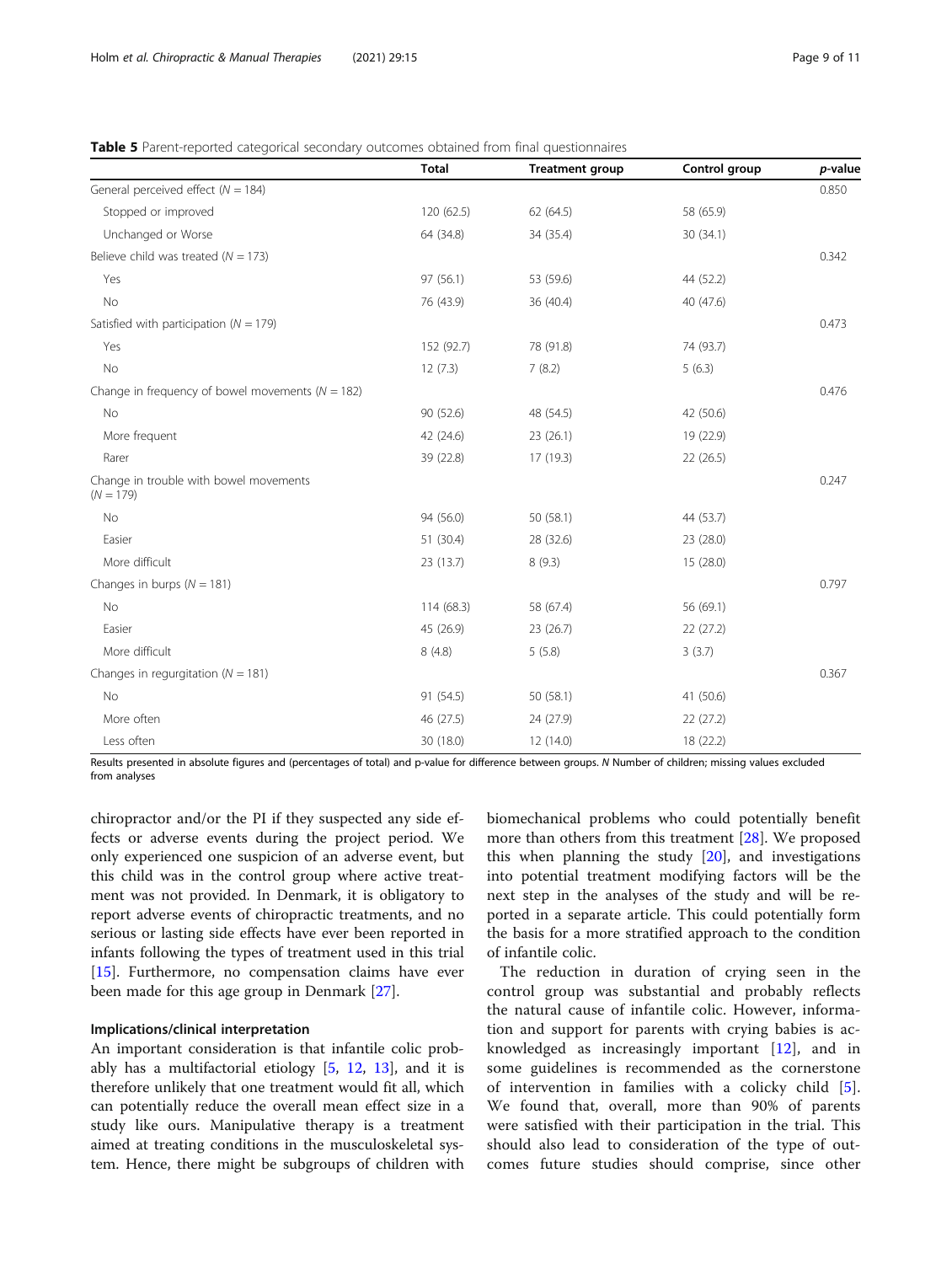**Table 5** Parent-reported categorical secondary outcomes obtained from final questionnaires

| | Total | Treatment group | Control group | *p*-value |
|---|---|---|---|---|
| General perceived effect (*N* = 184) | | | | 0.850 |
| Stopped or improved | 120 (62.5) | 62 (64.5) | 58 (65.9) | |
| Unchanged or Worse | 64 (34.8) | 34 (35.4) | 30 (34.1) | |
| Believe child was treated (*N* = 173) | | | | 0.342 |
| Yes | 97 (56.1) | 53 (59.6) | 44 (52.2) | |
| No | 76 (43.9) | 36 (40.4) | 40 (47.6) | |
| Satisfied with participation (*N* = 179) | | | | 0.473 |
| Yes | 152 (92.7) | 78 (91.8) | 74 (93.7) | |
| No | 12 (7.3) | 7 (8.2) | 5 (6.3) | |
| Change in frequency of bowel movements (*N* = 182) | | | | 0.476 |
| No | 90 (52.6) | 48 (54.5) | 42 (50.6) | |
| More frequent | 42 (24.6) | 23 (26.1) | 19 (22.9) | |
| Rarer | 39 (22.8) | 17 (19.3) | 22 (26.5) | |
| Change in trouble with bowel movements (*N* = 179) | | | | 0.247 |
| No | 94 (56.0) | 50 (58.1) | 44 (53.7) | |
| Easier | 51 (30.4) | 28 (32.6) | 23 (28.0) | |
| More difficult | 23 (13.7) | 8 (9.3) | 15 (28.0) | |
| Changes in burps (*N* = 181) | | | | 0.797 |
| No | 114 (68.3) | 58 (67.4) | 56 (69.1) | |
| Easier | 45 (26.9) | 23 (26.7) | 22 (27.2) | |
| More difficult | 8 (4.8) | 5 (5.8) | 3 (3.7) | |
| Changes in regurgitation (*N* = 181) | | | | 0.367 |
| No | 91 (54.5) | 50 (58.1) | 41 (50.6) | |
| More often | 46 (27.5) | 24 (27.9) | 22 (27.2) | |
| Less often | 30 (18.0) | 12 (14.0) | 18 (22.2) | |

Results presented in absolute figures and (percentages of total) and p-value for difference between groups. *N* Number of children; missing values excluded from analyses

chiropractor and/or the PI if they suspected any side effects or adverse events during the project period. We only experienced one suspicion of an adverse event, but this child was in the control group where active treatment was not provided. In Denmark, it is obligatory to report adverse events of chiropractic treatments, and no serious or lasting side effects have ever been reported in infants following the types of treatment used in this trial [15]. Furthermore, no compensation claims have ever been made for this age group in Denmark [27].

### Implications/clinical interpretation

An important consideration is that infantile colic probably has a multifactorial etiology [5, 12, 13], and it is therefore unlikely that one treatment would fit all, which can potentially reduce the overall mean effect size in a study like ours. Manipulative therapy is a treatment aimed at treating conditions in the musculoskeletal system. Hence, there might be subgroups of children with biomechanical problems who could potentially benefit more than others from this treatment [28]. We proposed this when planning the study [20], and investigations into potential treatment modifying factors will be the next step in the analyses of the study and will be reported in a separate article. This could potentially form the basis for a more stratified approach to the condition of infantile colic.

The reduction in duration of crying seen in the control group was substantial and probably reflects the natural cause of infantile colic. However, information and support for parents with crying babies is acknowledged as increasingly important [12], and in some guidelines is recommended as the cornerstone of intervention in families with a colicky child [5]. We found that, overall, more than 90% of parents were satisfied with their participation in the trial. This should also lead to consideration of the type of outcomes future studies should comprise, since other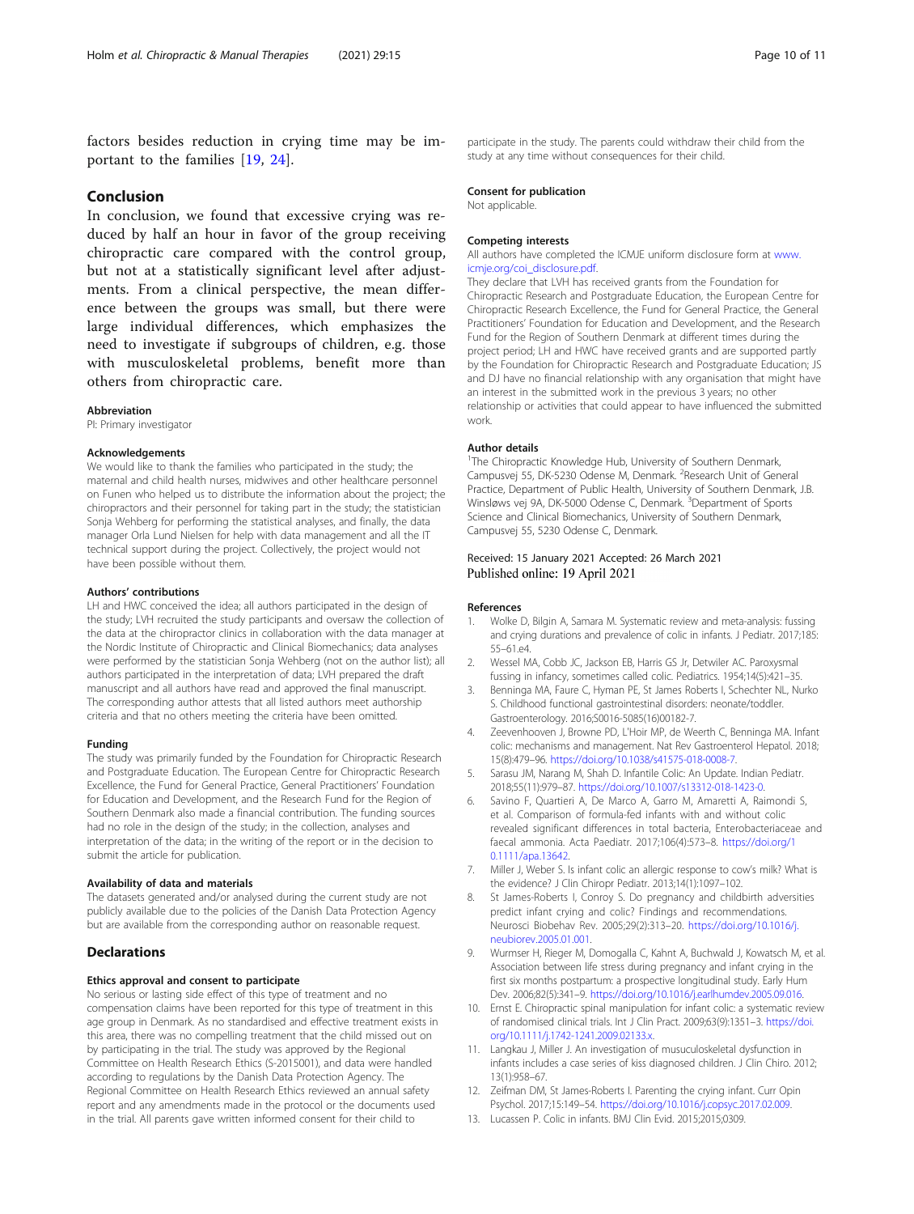factors besides reduction in crying time may be important to the families [19, 24].

## Conclusion

In conclusion, we found that excessive crying was reduced by half an hour in favor of the group receiving chiropractic care compared with the control group, but not at a statistically significant level after adjustments. From a clinical perspective, the mean difference between the groups was small, but there were large individual differences, which emphasizes the need to investigate if subgroups of children, e.g. those with musculoskeletal problems, benefit more than others from chiropractic care.

#### Abbreviation

PI: Primary investigator

#### Acknowledgements

We would like to thank the families who participated in the study; the maternal and child health nurses, midwives and other healthcare personnel on Funen who helped us to distribute the information about the project; the chiropractors and their personnel for taking part in the study; the statistician Sonja Wehberg for performing the statistical analyses, and finally, the data manager Orla Lund Nielsen for help with data management and all the IT technical support during the project. Collectively, the project would not have been possible without them.

#### Authors' contributions

LH and HWC conceived the idea; all authors participated in the design of the study; LVH recruited the study participants and oversaw the collection of the data at the chiropractor clinics in collaboration with the data manager at the Nordic Institute of Chiropractic and Clinical Biomechanics; data analyses were performed by the statistician Sonja Wehberg (not on the author list); all authors participated in the interpretation of data; LVH prepared the draft manuscript and all authors have read and approved the final manuscript. The corresponding author attests that all listed authors meet authorship criteria and that no others meeting the criteria have been omitted.

#### Funding

The study was primarily funded by the Foundation for Chiropractic Research and Postgraduate Education. The European Centre for Chiropractic Research Excellence, the Fund for General Practice, General Practitioners' Foundation for Education and Development, and the Research Fund for the Region of Southern Denmark also made a financial contribution. The funding sources had no role in the design of the study; in the collection, analyses and interpretation of the data; in the writing of the report or in the decision to submit the article for publication.

#### Availability of data and materials

The datasets generated and/or analysed during the current study are not publicly available due to the policies of the Danish Data Protection Agency but are available from the corresponding author on reasonable request.

## Declarations

#### Ethics approval and consent to participate

No serious or lasting side effect of this type of treatment and no compensation claims have been reported for this type of treatment in this age group in Denmark. As no standardised and effective treatment exists in this area, there was no compelling treatment that the child missed out on by participating in the trial. The study was approved by the Regional Committee on Health Research Ethics (S-2015001), and data were handled according to regulations by the Danish Data Protection Agency. The Regional Committee on Health Research Ethics reviewed an annual safety report and any amendments made in the protocol or the documents used in the trial. All parents gave written informed consent for their child to participate in the study. The parents could withdraw their child from the study at any time without consequences for their child.

#### Consent for publication

Not applicable.

#### Competing interests

All authors have completed the ICMJE uniform disclosure form at www.icmje.org/coi_disclosure.pdf.

They declare that LVH has received grants from the Foundation for Chiropractic Research and Postgraduate Education, the European Centre for Chiropractic Research Excellence, the Fund for General Practice, the General Practitioners' Foundation for Education and Development, and the Research Fund for the Region of Southern Denmark at different times during the project period; LH and HWC have received grants and are supported partly by the Foundation for Chiropractic Research and Postgraduate Education; JS and DJ have no financial relationship with any organisation that might have an interest in the submitted work in the previous 3 years; no other relationship or activities that could appear to have influenced the submitted work.

#### Author details

[1]The Chiropractic Knowledge Hub, University of Southern Denmark, Campusvej 55, DK-5230 Odense M, Denmark. [2]Research Unit of General Practice, Department of Public Health, University of Southern Denmark, J.B. Winsløws vej 9A, DK-5000 Odense C, Denmark. [3]Department of Sports Science and Clinical Biomechanics, University of Southern Denmark, Campusvej 55, 5230 Odense C, Denmark.

Received: 15 January 2021 Accepted: 26 March 2021
Published online: 19 April 2021

#### References

1. Wolke D, Bilgin A, Samara M. Systematic review and meta-analysis: fussing and crying durations and prevalence of colic in infants. J Pediatr. 2017;185:55–61.e4.
2. Wessel MA, Cobb JC, Jackson EB, Harris GS Jr, Detwiler AC. Paroxysmal fussing in infancy, sometimes called colic. Pediatrics. 1954;14(5):421–35.
3. Benninga MA, Faure C, Hyman PE, St James Roberts I, Schechter NL, Nurko S. Childhood functional gastrointestinal disorders: neonate/toddler. Gastroenterology. 2016;S0016-5085(16)00182-7.
4. Zeevenhooven J, Browne PD, L'Hoir MP, de Weerth C, Benninga MA. Infant colic: mechanisms and management. Nat Rev Gastroenterol Hepatol. 2018;15(8):479–96. https://doi.org/10.1038/s41575-018-0008-7.
5. Sarasu JM, Narang M, Shah D. Infantile Colic: An Update. Indian Pediatr. 2018;55(11):979–87. https://doi.org/10.1007/s13312-018-1423-0.
6. Savino F, Quartieri A, De Marco A, Garro M, Amaretti A, Raimondi S, et al. Comparison of formula-fed infants with and without colic revealed significant differences in total bacteria, Enterobacteriaceae and faecal ammonia. Acta Paediatr. 2017;106(4):573–8. https://doi.org/10.1111/apa.13642.
7. Miller J, Weber S. Is infant colic an allergic response to cow's milk? What is the evidence? J Clin Chiropr Pediatr. 2013;14(1):1097–102.
8. St James-Roberts I, Conroy S. Do pregnancy and childbirth adversities predict infant crying and colic? Findings and recommendations. Neurosci Biobehav Rev. 2005;29(2):313–20. https://doi.org/10.1016/j.neubiorev.2005.01.001.
9. Wurmser H, Rieger M, Domogalla C, Kahnt A, Buchwald J, Kowatsch M, et al. Association between life stress during pregnancy and infant crying in the first six months postpartum: a prospective longitudinal study. Early Hum Dev. 2006;82(5):341–9. https://doi.org/10.1016/j.earlhumdev.2005.09.016.
10. Ernst E. Chiropractic spinal manipulation for infant colic: a systematic review of randomised clinical trials. Int J Clin Pract. 2009;63(9):1351–3. https://doi.org/10.1111/j.1742-1241.2009.02133.x.
11. Langkau J, Miller J. An investigation of musculoskeletal dysfunction in infants includes a case series of kiss diagnosed children. J Clin Chiro. 2012;13(1):958–67.
12. Zeifman DM, St James-Roberts I. Parenting the crying infant. Curr Opin Psychol. 2017;15:149–54. https://doi.org/10.1016/j.copsyc.2017.02.009.
13. Lucassen P. Colic in infants. BMJ Clin Evid. 2015;2015;0309.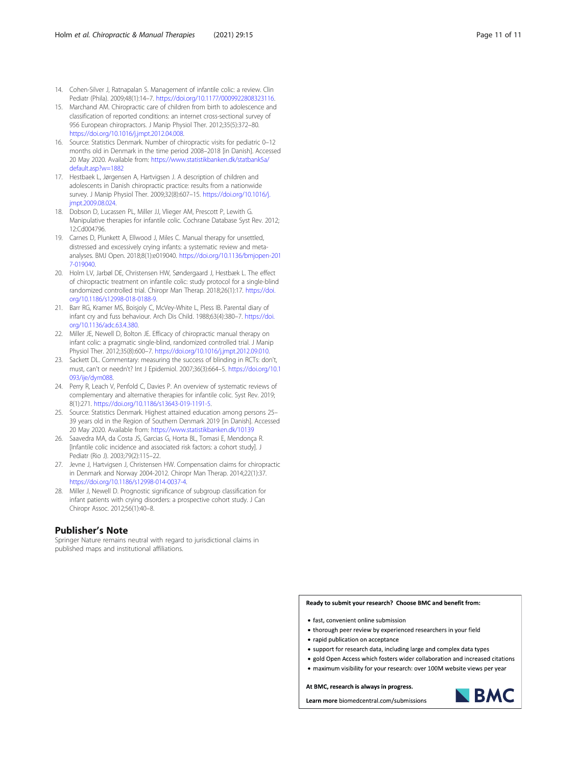14. Cohen-Silver J, Ratnapalan S. Management of infantile colic: a review. Clin Pediatr (Phila). 2009;48(1):14–7. https://doi.org/10.1177/0009922808323116.
15. Marchand AM. Chiropractic care of children from birth to adolescence and classification of reported conditions: an internet cross-sectional survey of 956 European chiropractors. J Manip Physiol Ther. 2012;35(5):372–80. https://doi.org/10.1016/j.jmpt.2012.04.008.
16. Source: Statistics Denmark. Number of chiropractic visits for pediatric 0–12 months old in Denmark in the time period 2008–2018 [in Danish]. Accessed 20 May 2020. Available from: https://www.statistikbanken.dk/statbank5a/default.asp?w=1882
17. Hestbaek L, Jørgensen A, Hartvigsen J. A description of children and adolescents in Danish chiropractic practice: results from a nationwide survey. J Manip Physiol Ther. 2009;32(8):607–15. https://doi.org/10.1016/j.jmpt.2009.08.024.
18. Dobson D, Lucassen PL, Miller JJ, Vlieger AM, Prescott P, Lewith G. Manipulative therapies for infantile colic. Cochrane Database Syst Rev. 2012;12:Cd004796.
19. Carnes D, Plunkett A, Ellwood J, Miles C. Manual therapy for unsettled, distressed and excessively crying infants: a systematic review and meta-analyses. BMJ Open. 2018;8(1):e019040. https://doi.org/10.1136/bmjopen-2017-019040.
20. Holm LV, Jarbøl DE, Christensen HW, Søndergaard J, Hestbæk L. The effect of chiropractic treatment on infantile colic: study protocol for a single-blind randomized controlled trial. Chiropr Man Therap. 2018;26(1):17. https://doi.org/10.1186/s12998-018-0188-9.
21. Barr RG, Kramer MS, Boisjoly C, McVey-White L, Pless IB. Parental diary of infant cry and fuss behaviour. Arch Dis Child. 1988;63(4):380–7. https://doi.org/10.1136/adc.63.4.380.
22. Miller JE, Newell D, Bolton JE. Efficacy of chiropractic manual therapy on infant colic: a pragmatic single-blind, randomized controlled trial. J Manip Physiol Ther. 2012;35(8):600–7. https://doi.org/10.1016/j.jmpt.2012.09.010.
23. Sackett DL. Commentary: measuring the success of blinding in RCTs: don't, must, can't or needn't? Int J Epidemiol. 2007;36(3):664–5. https://doi.org/10.1093/ije/dym088.
24. Perry R, Leach V, Penfold C, Davies P. An overview of systematic reviews of complementary and alternative therapies for infantile colic. Syst Rev. 2019;8(1):271. https://doi.org/10.1186/s13643-019-1191-5.
25. Source: Statistics Denmark. Highest attained education among persons 25–39 years old in the Region of Southern Denmark 2019 [in Danish]. Accessed 20 May 2020. Available from: https://www.statistikbanken.dk/10139
26. Saavedra MA, da Costa JS, Garcias G, Horta BL, Tomasi E, Mendonça R. [Infantile colic incidence and associated risk factors: a cohort study]. J Pediatr (Rio J). 2003;79(2):115–22.
27. Jevne J, Hartvigsen J, Christensen HW. Compensation claims for chiropractic in Denmark and Norway 2004-2012. Chiropr Man Therap. 2014;22(1):37. https://doi.org/10.1186/s12998-014-0037-4.
28. Miller J, Newell D. Prognostic significance of subgroup classification for infant patients with crying disorders: a prospective cohort study. J Can Chiropr Assoc. 2012;56(1):40–8.

## Publisher's Note

Springer Nature remains neutral with regard to jurisdictional claims in published maps and institutional affiliations.

**Ready to submit your research? Choose BMC and benefit from:**

- fast, convenient online submission
- thorough peer review by experienced researchers in your field
- rapid publication on acceptance
- support for research data, including large and complex data types
- gold Open Access which fosters wider collaboration and increased citations
- maximum visibility for your research: over 100M website views per year

**At BMC, research is always in progress.**

**Learn more** biomedcentral.com/submissions

BMC